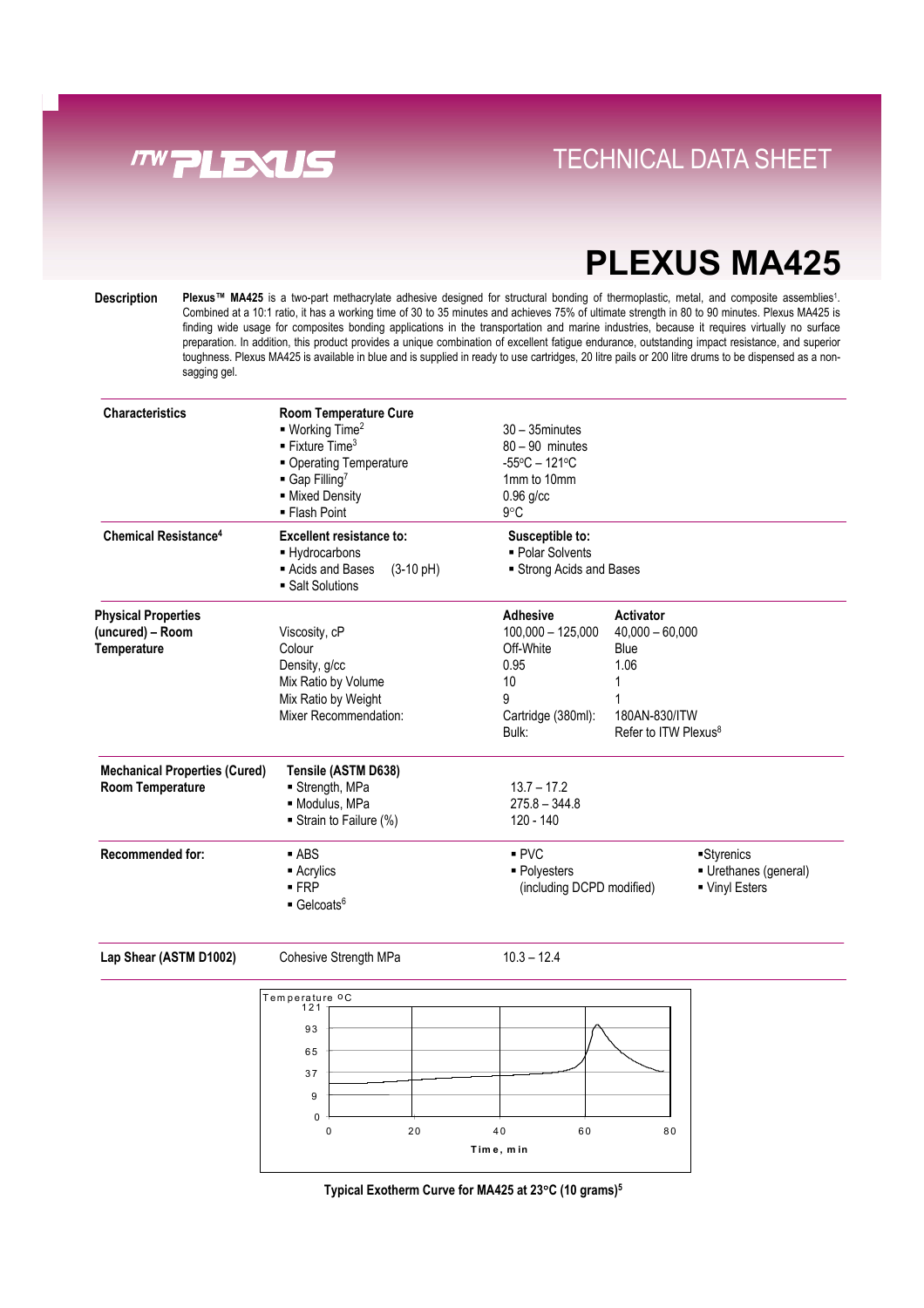# TECHNICAL DATA SHEET

# PLEXUS MA425

**Description**

**Plexus™ MA425** is a two-part methacrylate adhesive designed for structural bonding of thermoplastic, metal, and composite assemblies[1]. Combined at a 10:1 ratio, it has a working time of 30 to 35 minutes and achieves 75% of ultimate strength in 80 to 90 minutes. Plexus MA425 is finding wide usage for composites bonding applications in the transportation and marine industries, because it requires virtually no surface preparation. In addition, this product provides a unique combination of excellent fatigue endurance, outstanding impact resistance, and superior toughness. Plexus MA425 is available in blue and is supplied in ready to use cartridges, 20 litre pails or 200 litre drums to be dispensed as a non-sagging gel.

| **Characteristics** | **Room Temperature Cure** | |
|---|---|---|
| | ▪ Working Time[2] | 30 – 35minutes |
| | ▪ Fixture Time[3] | 80 – 90 minutes |
| | ▪ Operating Temperature | -55°C – 121°C |
| | ▪ Gap Filling[7] | 1mm to 10mm |
| | ▪ Mixed Density | 0.96 g/cc |
| | ▪ Flash Point | 9°C |

| **Chemical Resistance[4]** | **Excellent resistance to:** | **Susceptible to:** |
|---|---|---|
| | ▪ Hydrocarbons | ▪ Polar Solvents |
| | ▪ Acids and Bases (3-10 pH) | ▪ Strong Acids and Bases |
| | ▪ Salt Solutions | |

| **Physical Properties (uncured) – Room Temperature** | | **Adhesive** | **Activator** |
|---|---|---|---|
| | Viscosity, cP | 100,000 – 125,000 | 40,000 – 60,000 |
| | Colour | Off-White | Blue |
| | Density, g/cc | 0.95 | 1.06 |
| | Mix Ratio by Volume | 10 | 1 |
| | Mix Ratio by Weight | 9 | 1 |
| | Mixer Recommendation: | Cartridge (380ml): | 180AN-830/ITW |
| | | Bulk: | Refer to ITW Plexus[8] |

| **Mechanical Properties (Cured) Room Temperature** | **Tensile (ASTM D638)** | |
|---|---|---|
| | ▪ Strength, MPa | 13.7 – 17.2 |
| | ▪ Modulus, MPa | 275.8 – 344.8 |
| | ▪ Strain to Failure (%) | 120 - 140 |

| **Recommended for:** | | | |
|---|---|---|---|
| | ▪ ABS | ▪ PVC | ▪ Styrenics |
| | ▪ Acrylics | ▪ Polyesters (including DCPD modified) | ▪ Urethanes (general) |
| | ▪ FRP | | ▪ Vinyl Esters |
| | ▪ Gelcoats[6] | | |

| **Lap Shear (ASTM D1002)** | Cohesive Strength MPa | 10.3 – 12.4 |
|---|---|---|

**Typical Exotherm Curve for MA425 at 23°C (10 grams)[5]**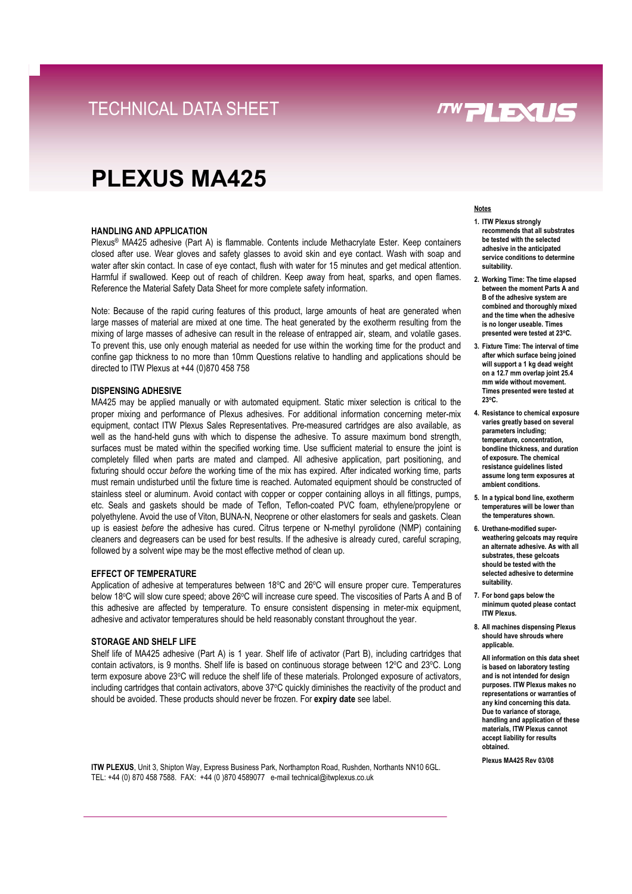# PLEXUS MA425

### HANDLING AND APPLICATION

Plexus® MA425 adhesive (Part A) is flammable. Contents include Methacrylate Ester. Keep containers closed after use. Wear gloves and safety glasses to avoid skin and eye contact. Wash with soap and water after skin contact. In case of eye contact, flush with water for 15 minutes and get medical attention. Harmful if swallowed. Keep out of reach of children. Keep away from heat, sparks, and open flames. Reference the Material Safety Data Sheet for more complete safety information.

Note: Because of the rapid curing features of this product, large amounts of heat are generated when large masses of material are mixed at one time. The heat generated by the exotherm resulting from the mixing of large masses of adhesive can result in the release of entrapped air, steam, and volatile gases. To prevent this, use only enough material as needed for use within the working time for the product and confine gap thickness to no more than 10mm Questions relative to handling and applications should be directed to ITW Plexus at +44 (0)870 458 758

### DISPENSING ADHESIVE

MA425 may be applied manually or with automated equipment. Static mixer selection is critical to the proper mixing and performance of Plexus adhesives. For additional information concerning meter-mix equipment, contact ITW Plexus Sales Representatives. Pre-measured cartridges are also available, as well as the hand-held guns with which to dispense the adhesive. To assure maximum bond strength, surfaces must be mated within the specified working time. Use sufficient material to ensure the joint is completely filled when parts are mated and clamped. All adhesive application, part positioning, and fixturing should occur *before* the working time of the mix has expired. After indicated working time, parts must remain undisturbed until the fixture time is reached. Automated equipment should be constructed of stainless steel or aluminum. Avoid contact with copper or copper containing alloys in all fittings, pumps, etc. Seals and gaskets should be made of Teflon, Teflon-coated PVC foam, ethylene/propylene or polyethylene. Avoid the use of Viton, BUNA-N, Neoprene or other elastomers for seals and gaskets. Clean up is easiest *before* the adhesive has cured. Citrus terpene or N-methyl pyrolidone (NMP) containing cleaners and degreasers can be used for best results. If the adhesive is already cured, careful scraping, followed by a solvent wipe may be the most effective method of clean up.

### EFFECT OF TEMPERATURE

Application of adhesive at temperatures between 18°C and 26°C will ensure proper cure. Temperatures below 18°C will slow cure speed; above 26°C will increase cure speed. The viscosities of Parts A and B of this adhesive are affected by temperature. To ensure consistent dispensing in meter-mix equipment, adhesive and activator temperatures should be held reasonably constant throughout the year.

### STORAGE AND SHELF LIFE

Shelf life of MA425 adhesive (Part A) is 1 year. Shelf life of activator (Part B), including cartridges that contain activators, is 9 months. Shelf life is based on continuous storage between 12°C and 23°C. Long term exposure above 23°C will reduce the shelf life of these materials. Prolonged exposure of activators, including cartridges that contain activators, above 37°C quickly diminishes the reactivity of the product and should be avoided. These products should never be frozen. For **expiry date** see label.

**ITW PLEXUS**, Unit 3, Shipton Way, Express Business Park, Northampton Road, Rushden, Northants NN10 6GL.
TEL: +44 (0) 870 458 7588. FAX: +44 (0 )870 4589077 e-mail technical@itwplexus.co.uk

**Notes**

1. **ITW Plexus strongly recommends that all substrates be tested with the selected adhesive in the anticipated service conditions to determine suitability.**
2. **Working Time: The time elapsed between the moment Parts A and B of the adhesive system are combined and thoroughly mixed and the time when the adhesive is no longer useable. Times presented were tested at 23°C.**
3. **Fixture Time: The interval of time after which surface being joined will support a 1 kg dead weight on a 12.7 mm overlap joint 25.4 mm wide without movement. Times presented were tested at 23°C.**
4. **Resistance to chemical exposure varies greatly based on several parameters including; temperature, concentration, bondline thickness, and duration of exposure. The chemical resistance guidelines listed assume long term exposures at ambient conditions.**
5. **In a typical bond line, exotherm temperatures will be lower than the temperatures shown.**
6. **Urethane-modified super-weathering gelcoats may require an alternate adhesive. As with all substrates, these gelcoats should be tested with the selected adhesive to determine suitability.**
7. **For bond gaps below the minimum quoted please contact ITW Plexus.**
8. **All machines dispensing Plexus should have shrouds where applicable.**

**All information on this data sheet is based on laboratory testing and is not intended for design purposes. ITW Plexus makes no representations or warranties of any kind concerning this data. Due to variance of storage, handling and application of these materials, ITW Plexus cannot accept liability for results obtained.**

**Plexus MA425 Rev 03/08**